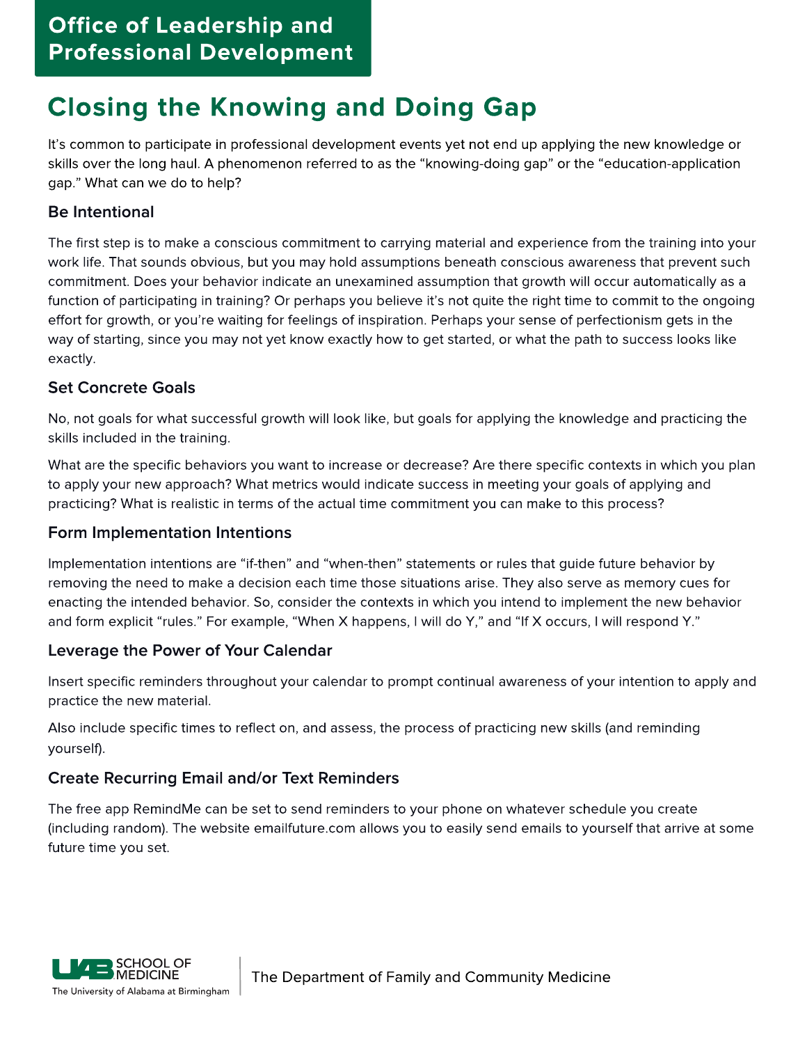**Office of Leadership and Professional Development**

# Closing the Knowing and Doing Gap

It's common to participate in professional development events yet not end up applying the new knowledge or skills over the long haul. A phenomenon referred to as the "knowing-doing gap" or the "education-application gap." What can we do to help?

### Be Intentional

The first step is to make a conscious commitment to carrying material and experience from the training into your work life. That sounds obvious, but you may hold assumptions beneath conscious awareness that prevent such commitment. Does your behavior indicate an unexamined assumption that growth will occur automatically as a function of participating in training? Or perhaps you believe it's not quite the right time to commit to the ongoing effort for growth, or you're waiting for feelings of inspiration. Perhaps your sense of perfectionism gets in the way of starting, since you may not yet know exactly how to get started, or what the path to success looks like exactly.

### Set Concrete Goals

No, not goals for what successful growth will look like, but goals for applying the knowledge and practicing the skills included in the training.

What are the specific behaviors you want to increase or decrease? Are there specific contexts in which you plan to apply your new approach? What metrics would indicate success in meeting your goals of applying and practicing? What is realistic in terms of the actual time commitment you can make to this process?

### Form Implementation Intentions

Implementation intentions are "if-then" and "when-then" statements or rules that guide future behavior by removing the need to make a decision each time those situations arise. They also serve as memory cues for enacting the intended behavior. So, consider the contexts in which you intend to implement the new behavior and form explicit "rules." For example, "When X happens, I will do Y," and "If X occurs, I will respond Y."

### Leverage the Power of Your Calendar

Insert specific reminders throughout your calendar to prompt continual awareness of your intention to apply and practice the new material.

Also include specific times to reflect on, and assess, the process of practicing new skills (and reminding yourself).

### Create Recurring Email and/or Text Reminders

The free app RemindMe can be set to send reminders to your phone on whatever schedule you create (including random). The website emailfuture.com allows you to easily send emails to yourself that arrive at some future time you set.

UAB SCHOOL OF MEDICINE
The University of Alabama at Birmingham | The Department of Family and Community Medicine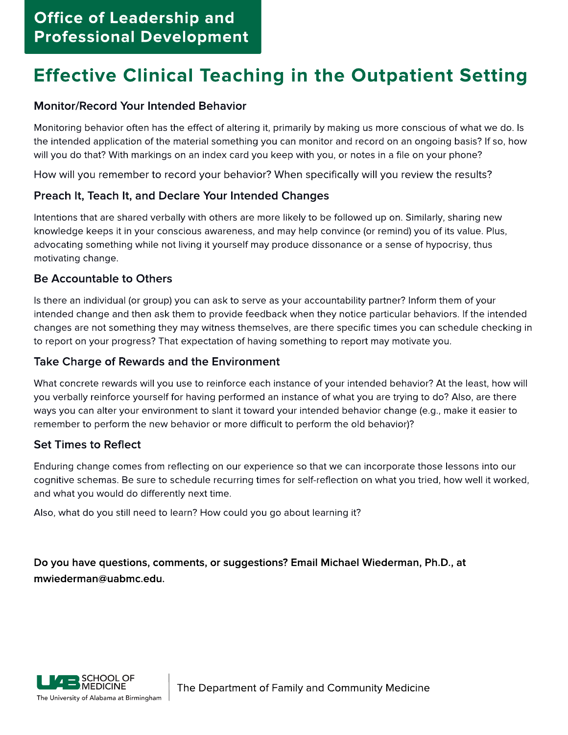Office of Leadership and Professional Development

# Effective Clinical Teaching in the Outpatient Setting

### Monitor/Record Your Intended Behavior

Monitoring behavior often has the effect of altering it, primarily by making us more conscious of what we do. Is the intended application of the material something you can monitor and record on an ongoing basis? If so, how will you do that? With markings on an index card you keep with you, or notes in a file on your phone?

How will you remember to record your behavior? When specifically will you review the results?

### Preach It, Teach It, and Declare Your Intended Changes

Intentions that are shared verbally with others are more likely to be followed up on. Similarly, sharing new knowledge keeps it in your conscious awareness, and may help convince (or remind) you of its value. Plus, advocating something while not living it yourself may produce dissonance or a sense of hypocrisy, thus motivating change.

### Be Accountable to Others

Is there an individual (or group) you can ask to serve as your accountability partner? Inform them of your intended change and then ask them to provide feedback when they notice particular behaviors. If the intended changes are not something they may witness themselves, are there specific times you can schedule checking in to report on your progress? That expectation of having something to report may motivate you.

### Take Charge of Rewards and the Environment

What concrete rewards will you use to reinforce each instance of your intended behavior? At the least, how will you verbally reinforce yourself for having performed an instance of what you are trying to do? Also, are there ways you can alter your environment to slant it toward your intended behavior change (e.g., make it easier to remember to perform the new behavior or more difficult to perform the old behavior)?

### Set Times to Reflect

Enduring change comes from reflecting on our experience so that we can incorporate those lessons into our cognitive schemas. Be sure to schedule recurring times for self-reflection on what you tried, how well it worked, and what you would do differently next time.

Also, what do you still need to learn? How could you go about learning it?

**Do you have questions, comments, or suggestions? Email Michael Wiederman, Ph.D., at mwiederman@uabmc.edu.**

UAB SCHOOL OF MEDICINE
The University of Alabama at Birmingham | The Department of Family and Community Medicine